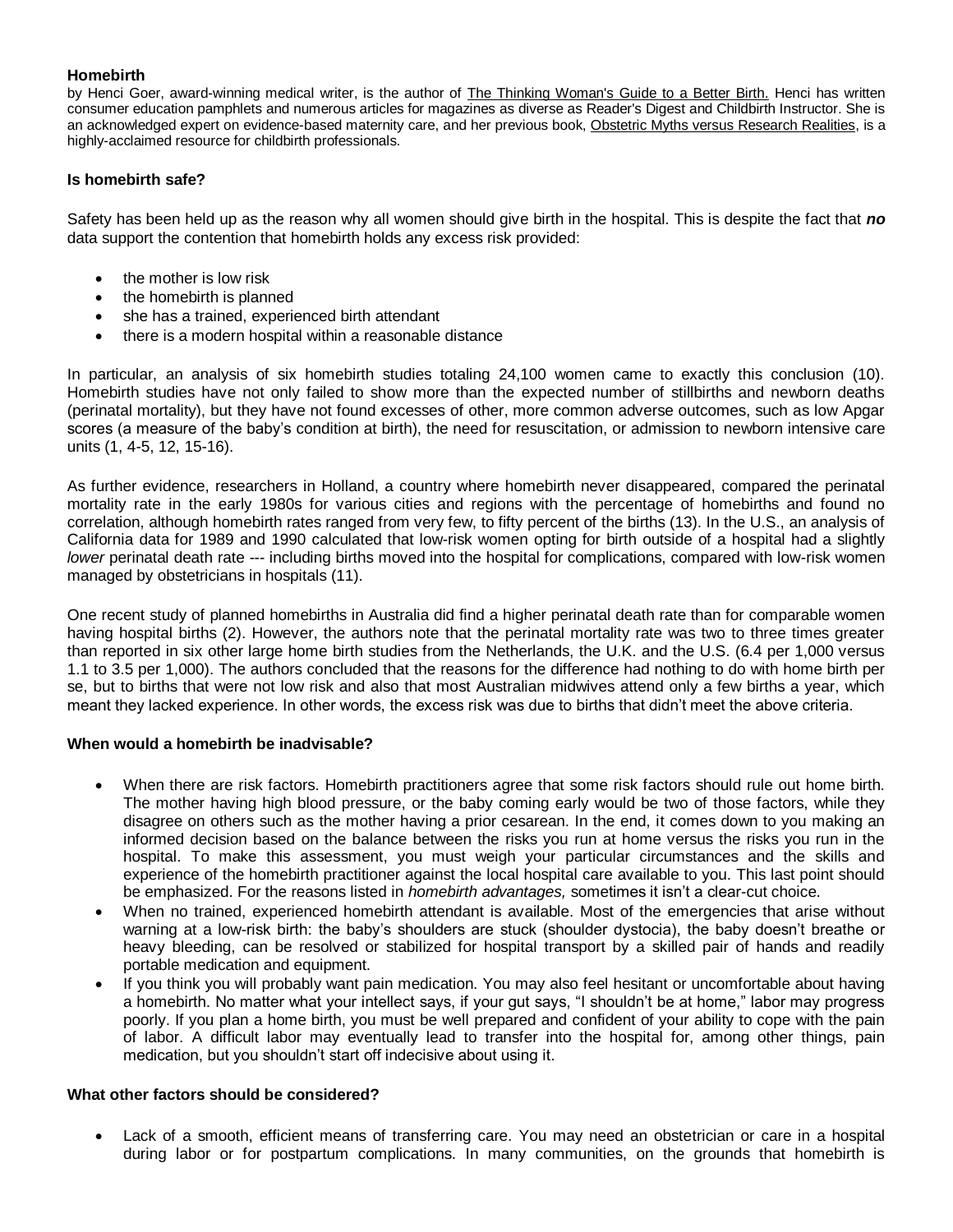# Homebirth

by Henci Goer, award-winning medical writer, is the author of The Thinking Woman's Guide to a Better Birth. Henci has written consumer education pamphlets and numerous articles for magazines as diverse as Reader's Digest and Childbirth Instructor. She is an acknowledged expert on evidence-based maternity care, and her previous book, Obstetric Myths versus Research Realities, is a highly-acclaimed resource for childbirth professionals.

## Is homebirth safe?

Safety has been held up as the reason why all women should give birth in the hospital. This is despite the fact that ***no*** data support the contention that homebirth holds any excess risk provided:

- the mother is low risk
- the homebirth is planned
- she has a trained, experienced birth attendant
- there is a modern hospital within a reasonable distance

In particular, an analysis of six homebirth studies totaling 24,100 women came to exactly this conclusion (10). Homebirth studies have not only failed to show more than the expected number of stillbirths and newborn deaths (perinatal mortality), but they have not found excesses of other, more common adverse outcomes, such as low Apgar scores (a measure of the baby's condition at birth), the need for resuscitation, or admission to newborn intensive care units (1, 4-5, 12, 15-16).

As further evidence, researchers in Holland, a country where homebirth never disappeared, compared the perinatal mortality rate in the early 1980s for various cities and regions with the percentage of homebirths and found no correlation, although homebirth rates ranged from very few, to fifty percent of the births (13). In the U.S., an analysis of California data for 1989 and 1990 calculated that low-risk women opting for birth outside of a hospital had a slightly *lower* perinatal death rate --- including births moved into the hospital for complications, compared with low-risk women managed by obstetricians in hospitals (11).

One recent study of planned homebirths in Australia did find a higher perinatal death rate than for comparable women having hospital births (2). However, the authors note that the perinatal mortality rate was two to three times greater than reported in six other large home birth studies from the Netherlands, the U.K. and the U.S. (6.4 per 1,000 versus 1.1 to 3.5 per 1,000). The authors concluded that the reasons for the difference had nothing to do with home birth per se, but to births that were not low risk and also that most Australian midwives attend only a few births a year, which meant they lacked experience. In other words, the excess risk was due to births that didn't meet the above criteria.

## When would a homebirth be inadvisable?

- When there are risk factors. Homebirth practitioners agree that some risk factors should rule out home birth. The mother having high blood pressure, or the baby coming early would be two of those factors, while they disagree on others such as the mother having a prior cesarean. In the end, it comes down to you making an informed decision based on the balance between the risks you run at home versus the risks you run in the hospital. To make this assessment, you must weigh your particular circumstances and the skills and experience of the homebirth practitioner against the local hospital care available to you. This last point should be emphasized. For the reasons listed in *homebirth advantages,* sometimes it isn't a clear-cut choice.
- When no trained, experienced homebirth attendant is available. Most of the emergencies that arise without warning at a low-risk birth: the baby's shoulders are stuck (shoulder dystocia), the baby doesn't breathe or heavy bleeding, can be resolved or stabilized for hospital transport by a skilled pair of hands and readily portable medication and equipment.
- If you think you will probably want pain medication. You may also feel hesitant or uncomfortable about having a homebirth. No matter what your intellect says, if your gut says, "I shouldn't be at home," labor may progress poorly. If you plan a home birth, you must be well prepared and confident of your ability to cope with the pain of labor. A difficult labor may eventually lead to transfer into the hospital for, among other things, pain medication, but you shouldn't start off indecisive about using it.

## What other factors should be considered?

- Lack of a smooth, efficient means of transferring care. You may need an obstetrician or care in a hospital during labor or for postpartum complications. In many communities, on the grounds that homebirth is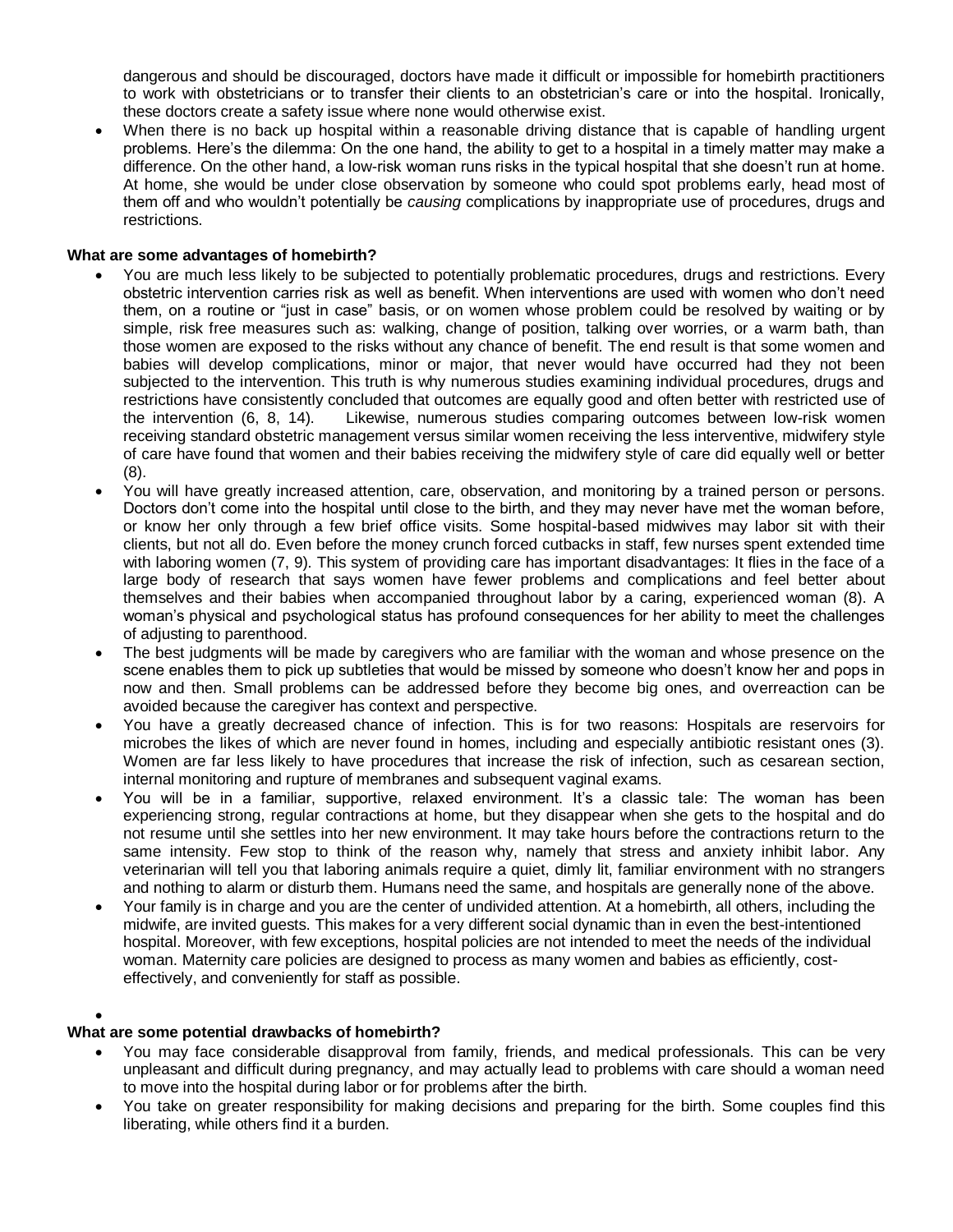dangerous and should be discouraged, doctors have made it difficult or impossible for homebirth practitioners to work with obstetricians or to transfer their clients to an obstetrician's care or into the hospital. Ironically, these doctors create a safety issue where none would otherwise exist.

- When there is no back up hospital within a reasonable driving distance that is capable of handling urgent problems. Here's the dilemma: On the one hand, the ability to get to a hospital in a timely matter may make a difference. On the other hand, a low-risk woman runs risks in the typical hospital that she doesn't run at home. At home, she would be under close observation by someone who could spot problems early, head most of them off and who wouldn't potentially be *causing* complications by inappropriate use of procedures, drugs and restrictions.

**What are some advantages of homebirth?**

- You are much less likely to be subjected to potentially problematic procedures, drugs and restrictions. Every obstetric intervention carries risk as well as benefit. When interventions are used with women who don't need them, on a routine or "just in case" basis, or on women whose problem could be resolved by waiting or by simple, risk free measures such as: walking, change of position, talking over worries, or a warm bath, than those women are exposed to the risks without any chance of benefit. The end result is that some women and babies will develop complications, minor or major, that never would have occurred had they not been subjected to the intervention. This truth is why numerous studies examining individual procedures, drugs and restrictions have consistently concluded that outcomes are equally good and often better with restricted use of the intervention (6, 8, 14). Likewise, numerous studies comparing outcomes between low-risk women receiving standard obstetric management versus similar women receiving the less interventive, midwifery style of care have found that women and their babies receiving the midwifery style of care did equally well or better (8).
- You will have greatly increased attention, care, observation, and monitoring by a trained person or persons. Doctors don't come into the hospital until close to the birth, and they may never have met the woman before, or know her only through a few brief office visits. Some hospital-based midwives may labor sit with their clients, but not all do. Even before the money crunch forced cutbacks in staff, few nurses spent extended time with laboring women (7, 9). This system of providing care has important disadvantages: It flies in the face of a large body of research that says women have fewer problems and complications and feel better about themselves and their babies when accompanied throughout labor by a caring, experienced woman (8). A woman's physical and psychological status has profound consequences for her ability to meet the challenges of adjusting to parenthood.
- The best judgments will be made by caregivers who are familiar with the woman and whose presence on the scene enables them to pick up subtleties that would be missed by someone who doesn't know her and pops in now and then. Small problems can be addressed before they become big ones, and overreaction can be avoided because the caregiver has context and perspective.
- You have a greatly decreased chance of infection. This is for two reasons: Hospitals are reservoirs for microbes the likes of which are never found in homes, including and especially antibiotic resistant ones (3). Women are far less likely to have procedures that increase the risk of infection, such as cesarean section, internal monitoring and rupture of membranes and subsequent vaginal exams.
- You will be in a familiar, supportive, relaxed environment. It's a classic tale: The woman has been experiencing strong, regular contractions at home, but they disappear when she gets to the hospital and do not resume until she settles into her new environment. It may take hours before the contractions return to the same intensity. Few stop to think of the reason why, namely that stress and anxiety inhibit labor. Any veterinarian will tell you that laboring animals require a quiet, dimly lit, familiar environment with no strangers and nothing to alarm or disturb them. Humans need the same, and hospitals are generally none of the above.
- Your family is in charge and you are the center of undivided attention. At a homebirth, all others, including the midwife, are invited guests. This makes for a very different social dynamic than in even the best-intentioned hospital. Moreover, with few exceptions, hospital policies are not intended to meet the needs of the individual woman. Maternity care policies are designed to process as many women and babies as efficiently, cost-effectively, and conveniently for staff as possible.

**What are some potential drawbacks of homebirth?**

- You may face considerable disapproval from family, friends, and medical professionals. This can be very unpleasant and difficult during pregnancy, and may actually lead to problems with care should a woman need to move into the hospital during labor or for problems after the birth.
- You take on greater responsibility for making decisions and preparing for the birth. Some couples find this liberating, while others find it a burden.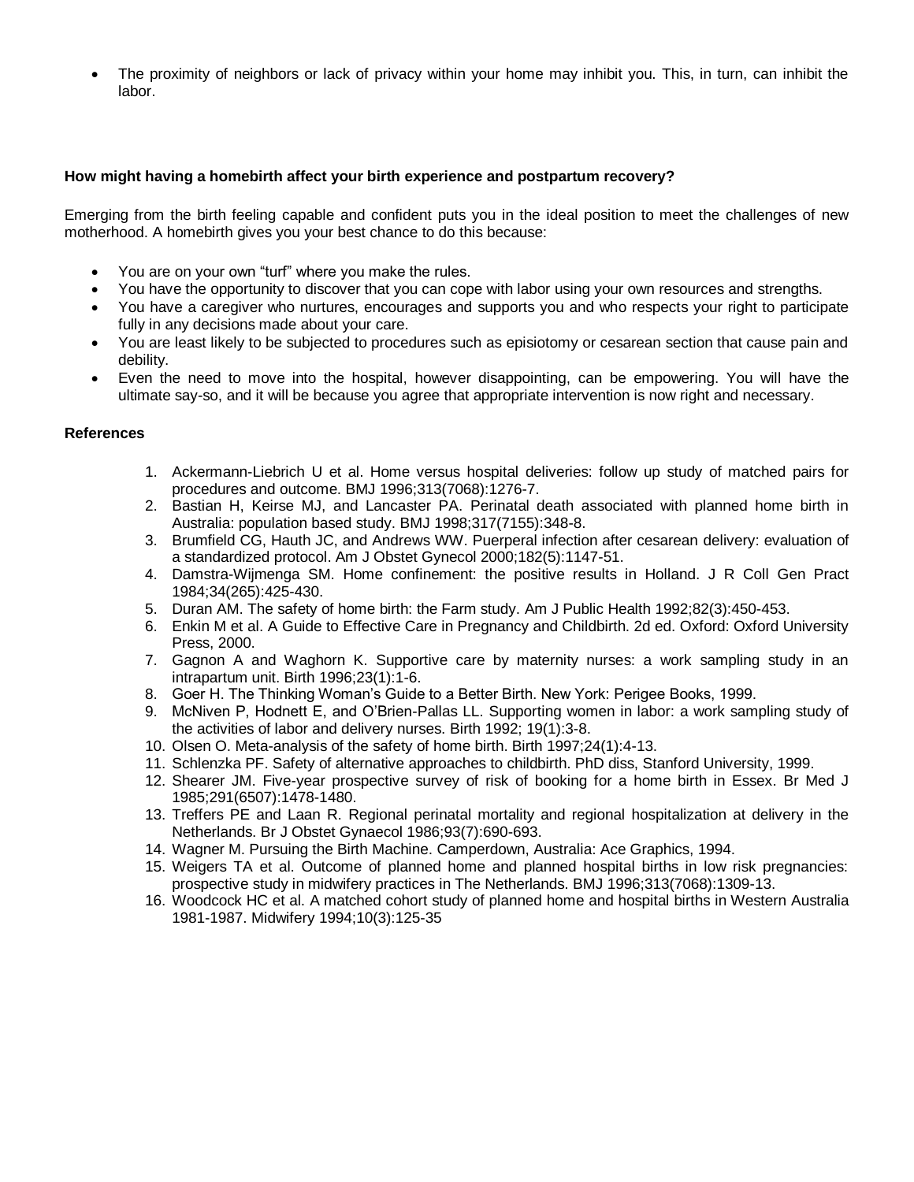- The proximity of neighbors or lack of privacy within your home may inhibit you. This, in turn, can inhibit the labor.

**How might having a homebirth affect your birth experience and postpartum recovery?**

Emerging from the birth feeling capable and confident puts you in the ideal position to meet the challenges of new motherhood. A homebirth gives you your best chance to do this because:

- You are on your own "turf" where you make the rules.
- You have the opportunity to discover that you can cope with labor using your own resources and strengths.
- You have a caregiver who nurtures, encourages and supports you and who respects your right to participate fully in any decisions made about your care.
- You are least likely to be subjected to procedures such as episiotomy or cesarean section that cause pain and debility.
- Even the need to move into the hospital, however disappointing, can be empowering. You will have the ultimate say-so, and it will be because you agree that appropriate intervention is now right and necessary.

**References**

1. Ackermann-Liebrich U et al. Home versus hospital deliveries: follow up study of matched pairs for procedures and outcome. BMJ 1996;313(7068):1276-7.
2. Bastian H, Keirse MJ, and Lancaster PA. Perinatal death associated with planned home birth in Australia: population based study. BMJ 1998;317(7155):348-8.
3. Brumfield CG, Hauth JC, and Andrews WW. Puerperal infection after cesarean delivery: evaluation of a standardized protocol. Am J Obstet Gynecol 2000;182(5):1147-51.
4. Damstra-Wijmenga SM. Home confinement: the positive results in Holland. J R Coll Gen Pract 1984;34(265):425-430.
5. Duran AM. The safety of home birth: the Farm study. Am J Public Health 1992;82(3):450-453.
6. Enkin M et al. A Guide to Effective Care in Pregnancy and Childbirth. 2d ed. Oxford: Oxford University Press, 2000.
7. Gagnon A and Waghorn K. Supportive care by maternity nurses: a work sampling study in an intrapartum unit. Birth 1996;23(1):1-6.
8. Goer H. The Thinking Woman's Guide to a Better Birth. New York: Perigee Books, 1999.
9. McNiven P, Hodnett E, and O'Brien-Pallas LL. Supporting women in labor: a work sampling study of the activities of labor and delivery nurses. Birth 1992; 19(1):3-8.
10. Olsen O. Meta-analysis of the safety of home birth. Birth 1997;24(1):4-13.
11. Schlenzka PF. Safety of alternative approaches to childbirth. PhD diss, Stanford University, 1999.
12. Shearer JM. Five-year prospective survey of risk of booking for a home birth in Essex. Br Med J 1985;291(6507):1478-1480.
13. Treffers PE and Laan R. Regional perinatal mortality and regional hospitalization at delivery in the Netherlands. Br J Obstet Gynaecol 1986;93(7):690-693.
14. Wagner M. Pursuing the Birth Machine. Camperdown, Australia: Ace Graphics, 1994.
15. Weigers TA et al. Outcome of planned home and planned hospital births in low risk pregnancies: prospective study in midwifery practices in The Netherlands. BMJ 1996;313(7068):1309-13.
16. Woodcock HC et al. A matched cohort study of planned home and hospital births in Western Australia 1981-1987. Midwifery 1994;10(3):125-35